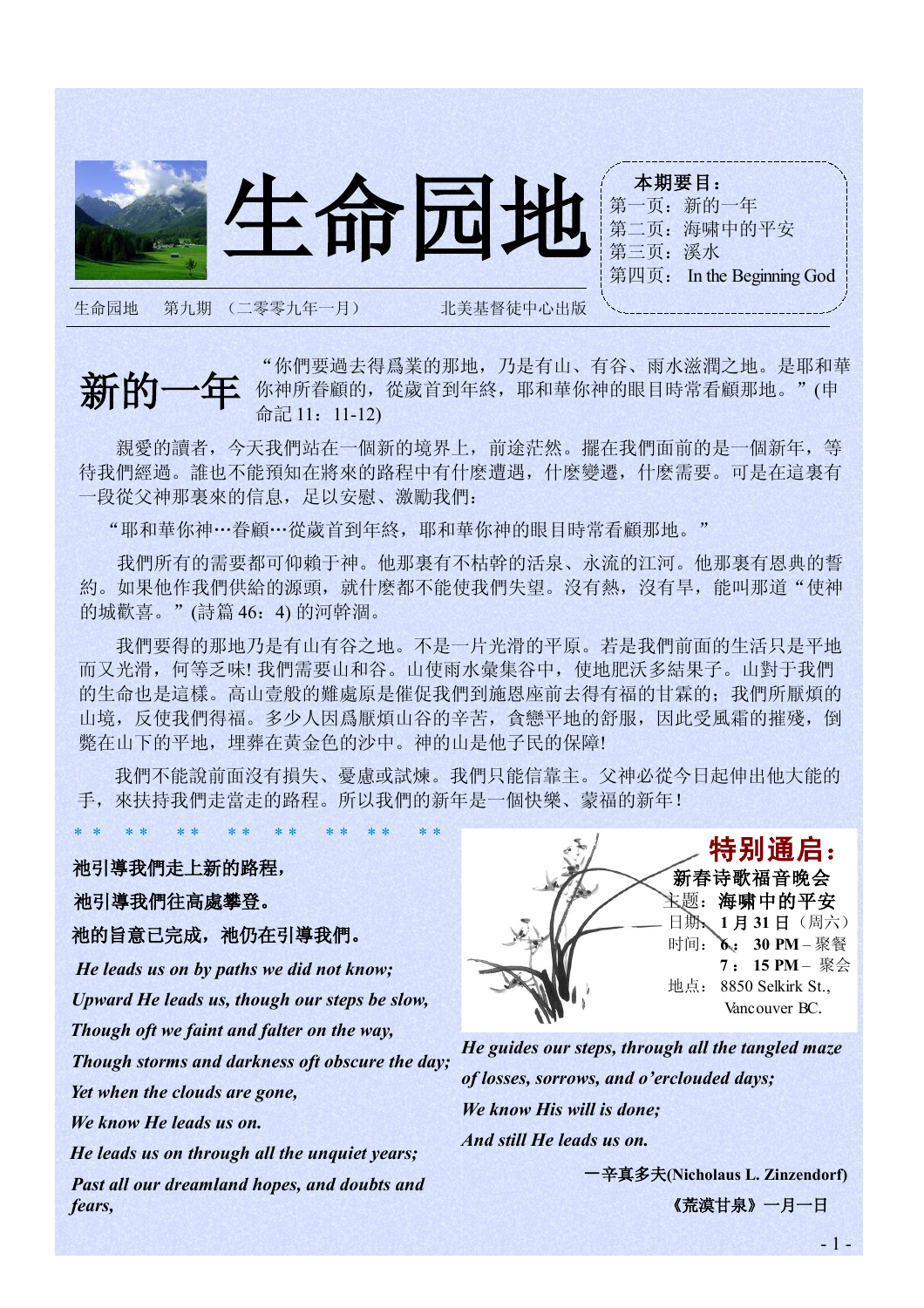# 生命园地

生命园地　第九期　（二零零九年一月）　北美基督徒中心出版

**本期要目：**
- 第一页：新的一年
- 第二页：海嘯中的平安
- 第三页：溪水
- 第四页： In the Beginning God

## 新的一年

“你們要過去得爲業的那地，乃是有山、有谷、雨水滋潤之地。是耶和華你神所眷顧的，從歲首到年終，耶和華你神的眼目時常看顧那地。”(申命記 11：11-12)

親愛的讀者，今天我們站在一個新的境界上，前途茫然。擺在我們面前的是一個新年，等待我們經過。誰也不能預知在將來的路程中有什麽遭遇，什麽變遷，什麽需要。可是在這裏有一段從父神那裏來的信息，足以安慰、激勵我們：

“耶和華你神…眷顧…從歲首到年終，耶和華你神的眼目時常看顧那地。”

我們所有的需要都可仰賴于神。他那裏有不枯幹的活泉、永流的江河。他那裏有恩典的誓約。如果他作我們供給的源頭，就什麼都不能使我們失望。沒有熱，沒有旱，能叫那道“使神的城歡喜。”(詩篇 46：4) 的河幹涸。

我們要得的那地乃是有山有谷之地。不是一片光滑的平原。若是我們前面的生活只是平地而又光滑，何等乏味! 我們需要山和谷。山使雨水彙集谷中，使地肥沃多結果子。山對于我們的生命也是這樣。高山壹般的難處原是催促我們到施恩座前去得有福的甘霖的；我們所厭煩的山境，反使我們得福。多少人因爲厭煩山谷的辛苦，貪戀平地的舒服，因此受風霜的摧殘，倒斃在山下的平地，埋葬在黃金色的沙中。神的山是他子民的保障!

我們不能說前面沒有損失、憂慮或試煉。我們只能信靠主。父神必從今日起伸出他大能的手，來扶持我們走當走的路程。所以我們的新年是一個快樂、蒙福的新年！

* *　* *　* *　* *　* *　* *　* *　* *

**祂引導我們走上新的路程，**

**祂引導我們往高處攀登。**

**祂的旨意已完成，祂仍在引導我們。**

***He leads us on by paths we did not know;***
***Upward He leads us, though our steps be slow,***
***Though oft we faint and falter on the way,***
***Though storms and darkness oft obscure the day;***
***Yet when the clouds are gone,***
***We know He leads us on.***
***He leads us on through all the unquiet years;***
***Past all our dreamland hopes, and doubts and fears,***
***He guides our steps, through all the tangled maze***
***of losses, sorrows, and o'erclouded days;***
***We know His will is done;***
***And still He leads us on.***

**—辛真多夫(Nicholaus L. Zinzendorf)**

**《荒漠甘泉》一月一日**

### 特别通启：

**新春诗歌福音晚会**

主题：**海嘯中的平安**
日期：**1 月 31 日**（周六）
时间：**6：30 PM** – 聚餐
　　　**7：15 PM** – 聚会
地点：8850 Selkirk St., Vancouver BC.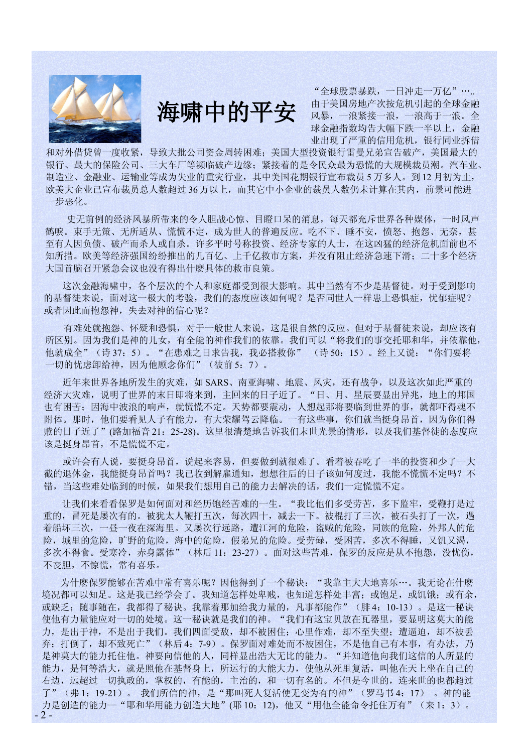# 海啸中的平安

“全球股票暴跌，一日冲走一万亿”….. 由于美国房地产次按危机引起的全球金融风暴，一浪紧接一浪，一浪高于一浪。全球金融指数均告大幅下跌一半以上，金融业出现了严重的信用危机，银行同业拆借和对外借贷曾一度收紧，导致大批公司资金周转困难；美国大型投资银行雷曼兄弟宣告破产，美国最大的银行、最大的保险公司、三大车厂等濒临破产边缘；紧接着的是令民众最为恐慌的大规模裁员潮。汽车业、制造业、金融业、运输业等成为失业的重灾行业，其中美国花期银行宣布裁员 5 万多人。到 12 月初为止，欧美大企业已宣布裁员总人数超过 36 万以上，而其它中小企业的裁员人数仍未计算在其内，前景可能进一步恶化。

史无前例的经济风暴所带来的令人胆战心惊、目瞪口呆的消息，每天都充斥世界各种媒体，一时风声鹤唳。束手无策、无所适从、慌慌不定，成为世人的普遍反应。吃不下、睡不安，愤怒、抱怨、无奈，甚至有人因负债、破产而杀人或自杀。许多平时号称投资、经济专家的人士，在这凶猛的经济危机面前也不知所措。欧美等经济强国纷纷推出的几百亿、上千亿救市方案，并没有阻止经济急速下滑；二十多个经济大国首脑召开紧急会议也没有得出什麽具体的救市良策。

这次金融海啸中，各个层次的个人和家庭都受到很大影响。其中当然有不少是基督徒。对于受到影响的基督徒来说，面对这一极大的考验，我们的态度应该如何呢？是否同世人一样患上恐惧症，忧郁症呢？或者因此而抱怨神，失去对神的信心呢？

有难处就抱怨、怀疑和恐惧，对于一般世人来说，这是很自然的反应。但对于基督徒来说，却应该有所区别。因为我们是神的儿女，有全能的神作我们的依靠。我们可以“将我们的事交托耶和华，并依靠他，他就成全”（诗 37：5）。“在患难之日求告我，我必搭救你”（诗 50：15）。经上又说：“你们要将一切的忧虑卸给神，因为他顾念你们”（彼前 5：7）。

近年来世界各地所发生的灾难，如 SARS、南亚海啸、地震、风灾，还有战争，以及这次如此严重的经济大灾难，说明了世界的末日即将来到，主回来的日子近了。“日、月、星辰要显出异兆，地上的邦国也有困苦；因海中波浪的响声，就慌慌不定。天势都要震动，人想起那将要临到世界的事，就都吓得魂不附体。那时，他们要看见人子有能力，有大荣耀驾云降临。一有这些事，你们就当挺身昂首，因为你们得赎的日子近了”(路加福音 21：25-28)。这里很清楚地告诉我们末世光景的情形，以及我们基督徒的态度应该是挺身昂首，不是慌慌不定。

或许会有人说，要挺身昂首，说起来容易，但要做到就很难了。看着被吞吃了一半的投资和少了一大截的退休金，我能挺身昂首吗？我已收到解雇通知，想想往后的日子该如何度过，我能不慌慌不定吗？不错，当这些难处临到的时候，如果我们想用自己的能力去解决的话，我们一定慌慌不定。

让我们来看看保罗是如何面对和经历饱经苦难的一生。“我比他们多受劳苦，多下监牢，受鞭打是过重的，冒死是屡次有的。被犹太人鞭打五次，每次四十，减去一下。被棍打了三次，被石头打了一次，遇着船坏三次，一昼一夜在深海里。又屡次行远路，遭江河的危险，盗贼的危险，同族的危险，外邦人的危险，城里的危险，旷野的危险，海中的危险，假弟兄的危险。受劳碌，受困苦，多次不得睡，又饥又渴，多次不得食。受寒冷，赤身露体”（林后 11：23-27）。面对这些苦难，保罗的反应是从不抱怨，没忧伤，不丧胆，不惊慌，常有喜乐。

为什麽保罗能够在苦难中常有喜乐呢？因他得到了一个秘诀：“我靠主大大地喜乐…。我无论在什麽境况都可以知足。这是我已经学会了。我知道怎样处卑贱，也知道怎样处丰富；或饱足，或饥饿；或有余，或缺乏；随事随在，我都得了秘诀。我靠着那加给我力量的，凡事都能作”（腓 4：10-13）。是这一秘诀使他有力量能应对一切的处境。这一秘诀就是我们的神。“我们有这宝贝放在瓦器里，要显明这莫大的能力，是出于神，不是出于我们。我们四面受敌，却不被困住；心里作难，却不至失望；遭逼迫，却不被丢弃；打倒了，却不致死亡”（林后 4：7-9）。保罗面对难处而不被困住，不是他自己有本事，有办法，乃是神莫大的能力托住他。神要向信他的人，同样显出浩大无比的能力。“并知道他向我们这信的人所显的能力，是何等浩大，就是照他在基督身上，所运行的大能大力，使他从死里复活，叫他在天上坐在自己的右边，远超过一切执政的，掌权的，有能的，主治的，和一切有名的。不但是今世的，连来世的也都超过了”（弗 1：19-21）。 我们所信的神，是“那叫死人复活使无变为有的神”（罗马书 4：17） 。神的能力是创造的能力—“耶和华用能力创造大地”(耶 10：12)，他又“用他全能命令托住万有”（来 1：3）。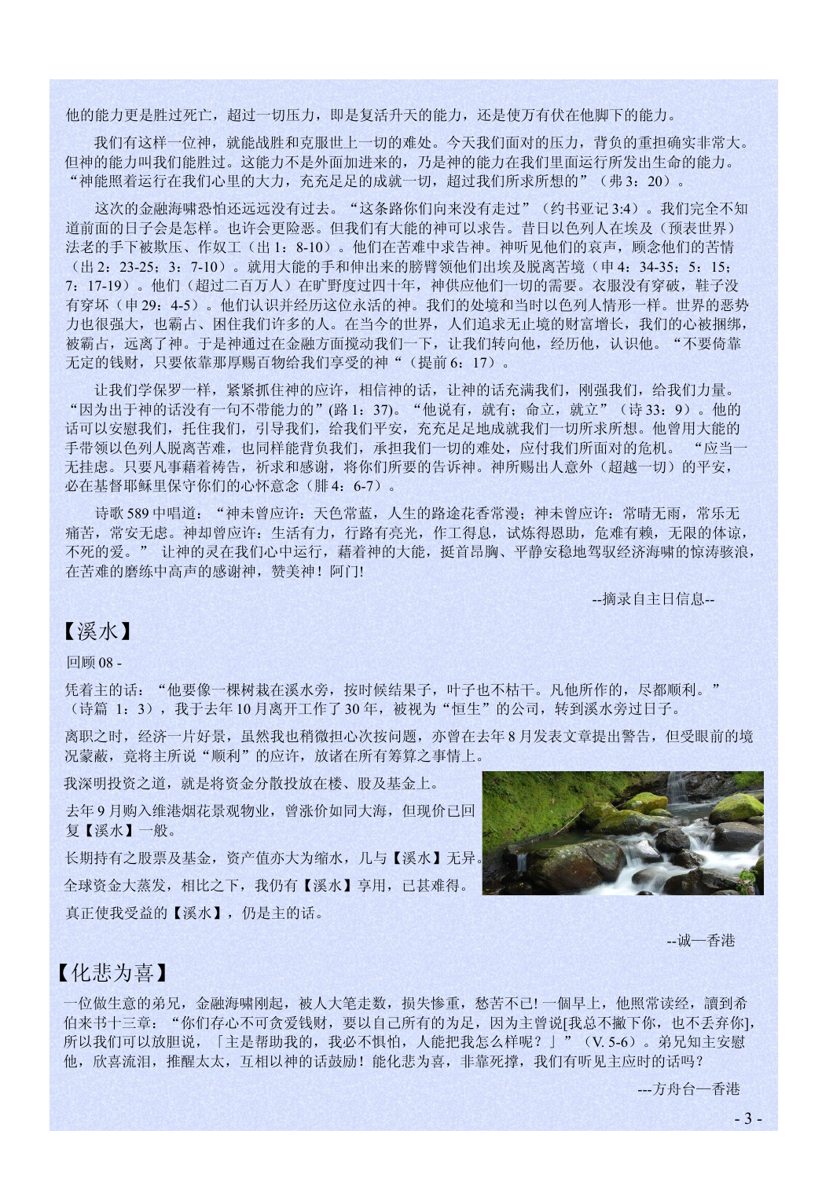他的能力更是胜过死亡，超过一切压力，即是复活升天的能力，还是使万有伏在他脚下的能力。

我们有这样一位神，就能战胜和克服世上一切的难处。今天我们面对的压力，背负的重担确实非常大。但神的能力叫我们能胜过。这能力不是外面加进来的，乃是神的能力在我们里面运行所发出生命的能力。“神能照着运行在我们心里的大力，充充足足的成就一切，超过我们所求所想的”（弗 3：20）。

这次的金融海啸恐怕还远远没有过去。“这条路你们向来没有走过”（约书亚记 3:4）。我们完全不知道前面的日子会是怎样。也许会更险恶。但我们有大能的神可以求告。昔日以色列人在埃及（预表世界）法老的手下被欺压、作奴工（出 1：8-10）。他们在苦难中求告神。神听见他们的哀声，顾念他们的苦情（出 2：23-25；3：7-10）。就用大能的手和伸出来的膀臂领他们出埃及脱离苦境（申 4：34-35；5：15；7：17-19）。他们（超过二百万人）在旷野度过四十年，神供应他们一切的需要。衣服没有穿破，鞋子没有穿坏（申 29：4-5）。他们认识并经历这位永活的神。我们的处境和当时以色列人情形一样。世界的恶势力也很强大，也霸占、困住我们许多的人。在当今的世界，人们追求无止境的财富增长，我们的心被捆绑，被霸占，远离了神。于是神通过在金融方面搅动我们一下，让我们转向他，经历他，认识他。“不要倚靠无定的钱财，只要依靠那厚赐百物给我们享受的神“（提前 6：17）。

让我们学保罗一样，紧紧抓住神的应许，相信神的话，让神的话充满我们，刚强我们，给我们力量。“因为出于神的话没有一句不带能力的”(路 1：37)。“他说有，就有；命立，就立”（诗 33：9）。他的话可以安慰我们，托住我们，引导我们，给我们平安，充充足足地成就我们一切所求所想。他曾用大能的手带领以色列人脱离苦难，也同样能背负我们，承担我们一切的难处，应付我们所面对的危机。 “应当一无挂虑。只要凡事藉着祷告，祈求和感谢，将你们所要的告诉神。神所赐出人意外（超越一切）的平安，必在基督耶稣里保守你们的心怀意念（腓 4：6-7）。

诗歌 589 中唱道：“神未曾应许：天色常蓝，人生的路途花香常漫；神未曾应许：常晴无雨，常乐无痛苦，常安无虑。神却曾应许：生活有力，行路有亮光，作工得息，试炼得恩助，危难有赖，无限的体谅，不死的爱。” 让神的灵在我们心中运行，藉着神的大能，挺首昂胸、平静安稳地驾驭经济海啸的惊涛骇浪，在苦难的磨练中高声的感谢神，赞美神！阿门!

--摘录自主日信息--

## 【溪水】

回顾 08 -

凭着主的话：“他要像一棵树栽在溪水旁，按时候结果子，叶子也不枯干。凡他所作的，尽都顺利。”（诗篇 1：3），我于去年 10 月离开工作了 30 年，被视为“恒生”的公司，转到溪水旁过日子。

离职之时，经济一片好景，虽然我也稍微担心次按问题，亦曾在去年 8 月发表文章提出警告，但受眼前的境况蒙蔽，竟将主所说“顺利”的应许，放诸在所有筹算之事情上。

我深明投资之道，就是将资金分散投放在楼、股及基金上。

去年 9 月购入维港烟花景观物业，曾涨价如同大海，但现价已回复【溪水】一般。

长期持有之股票及基金，资产值亦大为缩水，几与【溪水】无异。

全球资金大蒸发，相比之下，我仍有【溪水】享用，已甚难得。

真正使我受益的【溪水】，仍是主的话。

--诚—香港

## 【化悲为喜】

一位做生意的弟兄，金融海啸刚起，被人大笔走数，损失惨重，愁苦不已! 一個早上，他照常读经，讀到希伯来书十三章：“你们存心不可贪爱钱财，要以自己所有的为足，因为主曾说[我总不撇下你，也不丢弃你]，所以我们可以放胆说，「主是帮助我的，我必不惧怕，人能把我怎么样呢？」”（V. 5-6）。弟兄知主安慰他，欣喜流泪，推醒太太，互相以神的话鼓励！能化悲为喜，非靠死撑，我们有听见主应时的话吗？

---方舟台—香港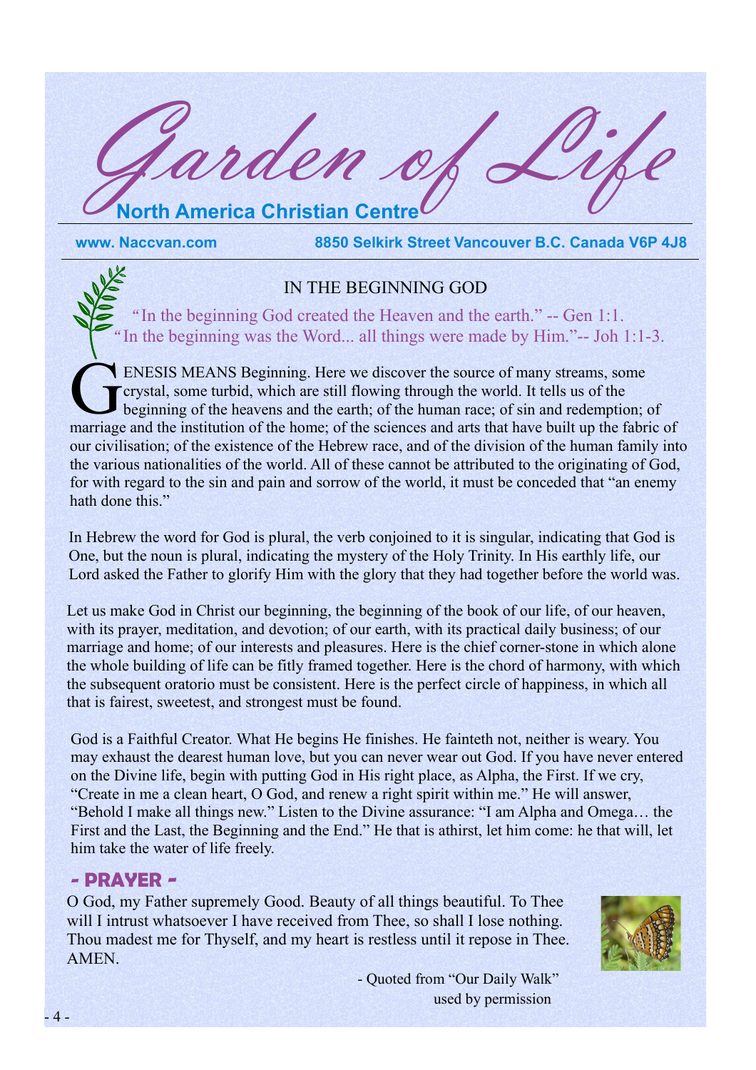# Garden of Life

**North America Christian Centre**

**www. Naccvan.com** **8850 Selkirk Street Vancouver B.C. Canada V6P 4J8**

## IN THE BEGINNING GOD

"In the beginning God created the Heaven and the earth." -- Gen 1:1.
"In the beginning was the Word... all things were made by Him."-- Joh 1:1-3.

GENESIS MEANS Beginning. Here we discover the source of many streams, some crystal, some turbid, which are still flowing through the world. It tells us of the beginning of the heavens and the earth; of the human race; of sin and redemption; of marriage and the institution of the home; of the sciences and arts that have built up the fabric of our civilisation; of the existence of the Hebrew race, and of the division of the human family into the various nationalities of the world. All of these cannot be attributed to the originating of God, for with regard to the sin and pain and sorrow of the world, it must be conceded that "an enemy hath done this."

In Hebrew the word for God is plural, the verb conjoined to it is singular, indicating that God is One, but the noun is plural, indicating the mystery of the Holy Trinity. In His earthly life, our Lord asked the Father to glorify Him with the glory that they had together before the world was.

Let us make God in Christ our beginning, the beginning of the book of our life, of our heaven, with its prayer, meditation, and devotion; of our earth, with its practical daily business; of our marriage and home; of our interests and pleasures. Here is the chief corner-stone in which alone the whole building of life can be fitly framed together. Here is the chord of harmony, with which the subsequent oratorio must be consistent. Here is the perfect circle of happiness, in which all that is fairest, sweetest, and strongest must be found.

God is a Faithful Creator. What He begins He finishes. He fainteth not, neither is weary. You may exhaust the dearest human love, but you can never wear out God. If you have never entered on the Divine life, begin with putting God in His right place, as Alpha, the First. If we cry, "Create in me a clean heart, O God, and renew a right spirit within me." He will answer, "Behold I make all things new." Listen to the Divine assurance: "I am Alpha and Omega… the First and the Last, the Beginning and the End." He that is athirst, let him come: he that will, let him take the water of life freely.

## - PRAYER -

O God, my Father supremely Good. Beauty of all things beautiful. To Thee will I intrust whatsoever I have received from Thee, so shall I lose nothing. Thou madest me for Thyself, and my heart is restless until it repose in Thee. AMEN.

- Quoted from "Our Daily Walk" used by permission